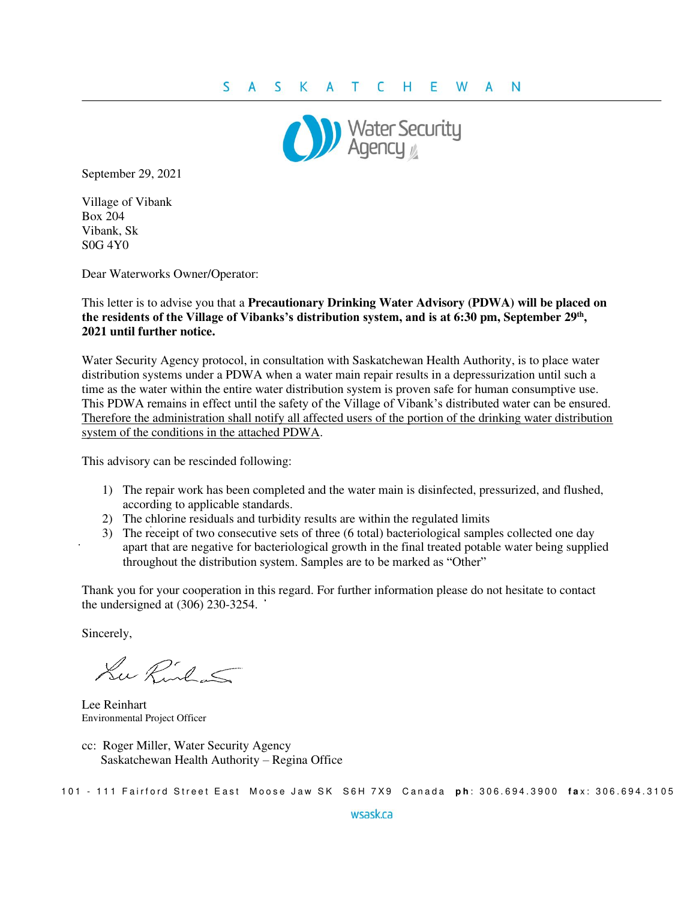SASKATCHEWAN

Water Security Agency

September 29, 2021

Village of Vibank
Box 204
Vibank, Sk
S0G 4Y0

Dear Waterworks Owner/Operator:

This letter is to advise you that a **Precautionary Drinking Water Advisory (PDWA) will be placed on the residents of the Village of Vibanks's distribution system, and is at 6:30 pm, September 29th, 2021 until further notice.**

Water Security Agency protocol, in consultation with Saskatchewan Health Authority, is to place water distribution systems under a PDWA when a water main repair results in a depressurization until such a time as the water within the entire water distribution system is proven safe for human consumptive use. This PDWA remains in effect until the safety of the Village of Vibank's distributed water can be ensured. <u>Therefore the administration shall notify all affected users of the portion of the drinking water distribution system of the conditions in the attached PDWA</u>.

This advisory can be rescinded following:

1) The repair work has been completed and the water main is disinfected, pressurized, and flushed, according to applicable standards.
2) The chlorine residuals and turbidity results are within the regulated limits
3) The receipt of two consecutive sets of three (6 total) bacteriological samples collected one day apart that are negative for bacteriological growth in the final treated potable water being supplied throughout the distribution system. Samples are to be marked as "Other"

Thank you for your cooperation in this regard. For further information please do not hesitate to contact the undersigned at (306) 230-3254.

Sincerely,

Lee Reinhart
Environmental Project Officer

cc: Roger Miller, Water Security Agency
Saskatchewan Health Authority – Regina Office

101 - 111 Fairford Street East Moose Jaw SK S6H 7X9 Canada **ph**: 306.694.3900 **fax**: 306.694.3105

wsask.ca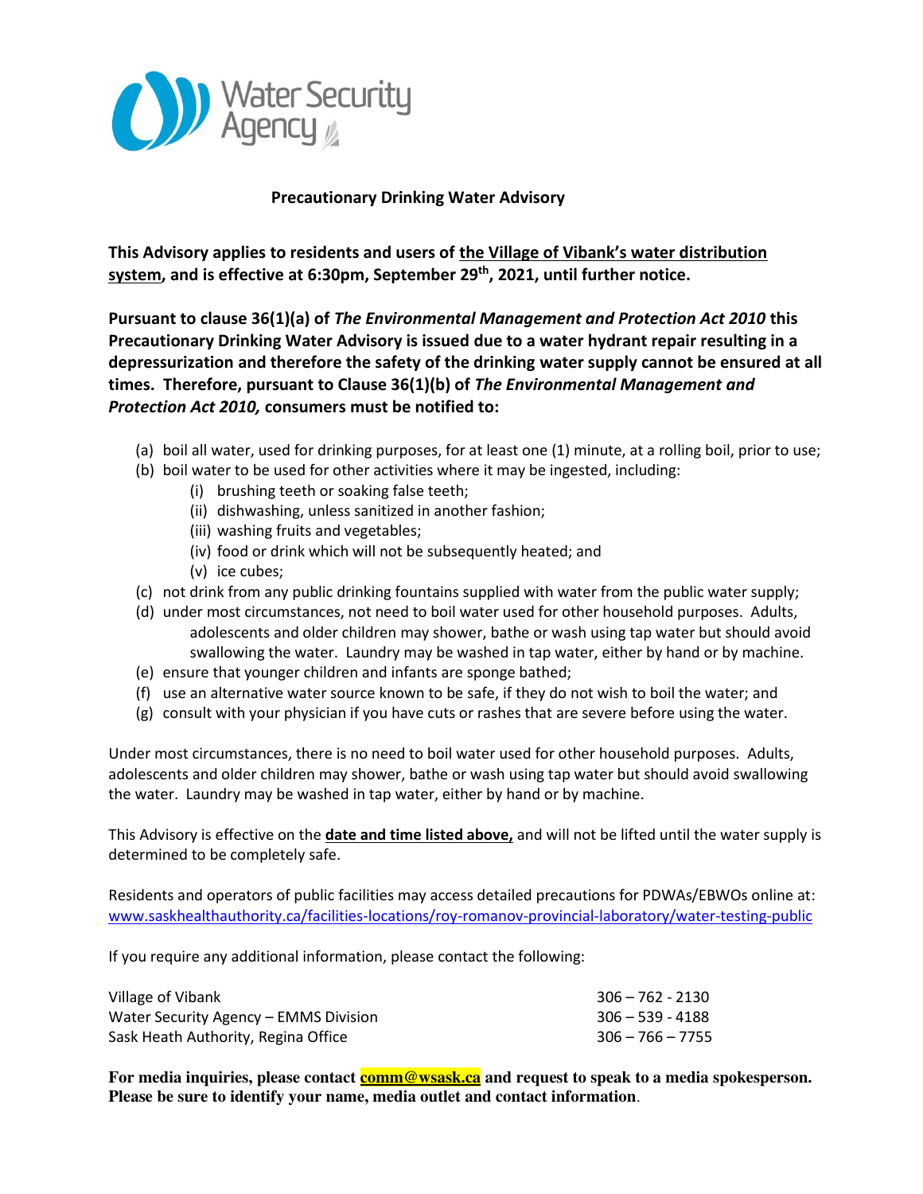Water Security Agency

**Precautionary Drinking Water Advisory**

**This Advisory applies to residents and users of the Village of Vibank's water distribution system, and is effective at 6:30pm, September 29th, 2021, until further notice.**

**Pursuant to clause 36(1)(a) of *The Environmental Management and Protection Act 2010* this Precautionary Drinking Water Advisory is issued due to a water hydrant repair resulting in a depressurization and therefore the safety of the drinking water supply cannot be ensured at all times. Therefore, pursuant to Clause 36(1)(b) of *The Environmental Management and Protection Act 2010,* consumers must be notified to:**

- (a) boil all water, used for drinking purposes, for at least one (1) minute, at a rolling boil, prior to use;
- (b) boil water to be used for other activities where it may be ingested, including:
  - (i) brushing teeth or soaking false teeth;
  - (ii) dishwashing, unless sanitized in another fashion;
  - (iii) washing fruits and vegetables;
  - (iv) food or drink which will not be subsequently heated; and
  - (v) ice cubes;
- (c) not drink from any public drinking fountains supplied with water from the public water supply;
- (d) under most circumstances, not need to boil water used for other household purposes. Adults, adolescents and older children may shower, bathe or wash using tap water but should avoid swallowing the water. Laundry may be washed in tap water, either by hand or by machine.
- (e) ensure that younger children and infants are sponge bathed;
- (f) use an alternative water source known to be safe, if they do not wish to boil the water; and
- (g) consult with your physician if you have cuts or rashes that are severe before using the water.

Under most circumstances, there is no need to boil water used for other household purposes. Adults, adolescents and older children may shower, bathe or wash using tap water but should avoid swallowing the water. Laundry may be washed in tap water, either by hand or by machine.

This Advisory is effective on the **date and time listed above,** and will not be lifted until the water supply is determined to be completely safe.

Residents and operators of public facilities may access detailed precautions for PDWAs/EBWOs online at: www.saskhealthauthority.ca/facilities-locations/roy-romanov-provincial-laboratory/water-testing-public

If you require any additional information, please contact the following:

| | |
|---|---|
| Village of Vibank | 306 – 762 - 2130 |
| Water Security Agency – EMMS Division | 306 – 539 - 4188 |
| Sask Heath Authority, Regina Office | 306 – 766 – 7755 |

**For media inquiries, please contact comm@wsask.ca and request to speak to a media spokesperson. Please be sure to identify your name, media outlet and contact information**.